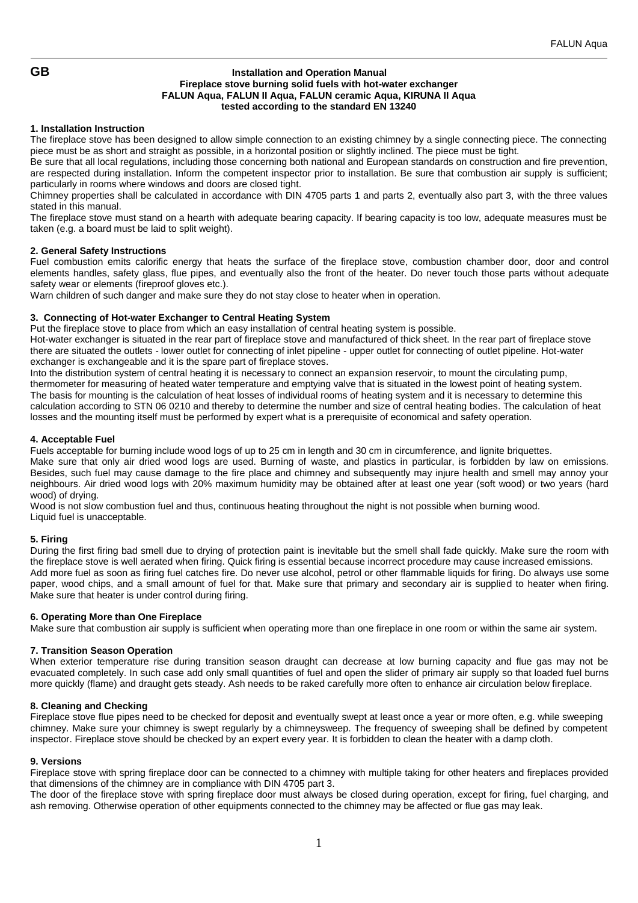GB

# Installation and Operation Manual
**Fireplace stove burning solid fuels with hot-water exchanger**
**FALUN Aqua, FALUN II Aqua, FALUN ceramic Aqua, KIRUNA II Aqua**
**tested according to the standard EN 13240**

## 1. Installation Instruction

The fireplace stove has been designed to allow simple connection to an existing chimney by a single connecting piece. The connecting piece must be as short and straight as possible, in a horizontal position or slightly inclined. The piece must be tight.

Be sure that all local regulations, including those concerning both national and European standards on construction and fire prevention, are respected during installation. Inform the competent inspector prior to installation. Be sure that combustion air supply is sufficient; particularly in rooms where windows and doors are closed tight.

Chimney properties shall be calculated in accordance with DIN 4705 parts 1 and parts 2, eventually also part 3, with the three values stated in this manual.

The fireplace stove must stand on a hearth with adequate bearing capacity. If bearing capacity is too low, adequate measures must be taken (e.g. a board must be laid to split weight).

## 2. General Safety Instructions

Fuel combustion emits calorific energy that heats the surface of the fireplace stove, combustion chamber door, door and control elements handles, safety glass, flue pipes, and eventually also the front of the heater. Do never touch those parts without adequate safety wear or elements (fireproof gloves etc.).

Warn children of such danger and make sure they do not stay close to heater when in operation.

## 3. Connecting of Hot-water Exchanger to Central Heating System

Put the fireplace stove to place from which an easy installation of central heating system is possible.

Hot-water exchanger is situated in the rear part of fireplace stove and manufactured of thick sheet. In the rear part of fireplace stove there are situated the outlets - lower outlet for connecting of inlet pipeline - upper outlet for connecting of outlet pipeline. Hot-water exchanger is exchangeable and it is the spare part of fireplace stoves.

Into the distribution system of central heating it is necessary to connect an expansion reservoir, to mount the circulating pump, thermometer for measuring of heated water temperature and emptying valve that is situated in the lowest point of heating system. The basis for mounting is the calculation of heat losses of individual rooms of heating system and it is necessary to determine this calculation according to STN 06 0210 and thereby to determine the number and size of central heating bodies. The calculation of heat losses and the mounting itself must be performed by expert what is a prerequisite of economical and safety operation.

## 4. Acceptable Fuel

Fuels acceptable for burning include wood logs of up to 25 cm in length and 30 cm in circumference, and lignite briquettes.

Make sure that only air dried wood logs are used. Burning of waste, and plastics in particular, is forbidden by law on emissions. Besides, such fuel may cause damage to the fire place and chimney and subsequently may injure health and smell may annoy your neighbours. Air dried wood logs with 20% maximum humidity may be obtained after at least one year (soft wood) or two years (hard wood) of drying.

Wood is not slow combustion fuel and thus, continuous heating throughout the night is not possible when burning wood.

Liquid fuel is unacceptable.

## 5. Firing

During the first firing bad smell due to drying of protection paint is inevitable but the smell shall fade quickly. Make sure the room with the fireplace stove is well aerated when firing. Quick firing is essential because incorrect procedure may cause increased emissions. Add more fuel as soon as firing fuel catches fire. Do never use alcohol, petrol or other flammable liquids for firing. Do always use some paper, wood chips, and a small amount of fuel for that. Make sure that primary and secondary air is supplied to heater when firing. Make sure that heater is under control during firing.

## 6. Operating More than One Fireplace

Make sure that combustion air supply is sufficient when operating more than one fireplace in one room or within the same air system.

## 7. Transition Season Operation

When exterior temperature rise during transition season draught can decrease at low burning capacity and flue gas may not be evacuated completely. In such case add only small quantities of fuel and open the slider of primary air supply so that loaded fuel burns more quickly (flame) and draught gets steady. Ash needs to be raked carefully more often to enhance air circulation below fireplace.

## 8. Cleaning and Checking

Fireplace stove flue pipes need to be checked for deposit and eventually swept at least once a year or more often, e.g. while sweeping chimney. Make sure your chimney is swept regularly by a chimneysweep. The frequency of sweeping shall be defined by competent inspector. Fireplace stove should be checked by an expert every year. It is forbidden to clean the heater with a damp cloth.

## 9. Versions

Fireplace stove with spring fireplace door can be connected to a chimney with multiple taking for other heaters and fireplaces provided that dimensions of the chimney are in compliance with DIN 4705 part 3.

The door of the fireplace stove with spring fireplace door must always be closed during operation, except for firing, fuel charging, and ash removing. Otherwise operation of other equipments connected to the chimney may be affected or flue gas may leak.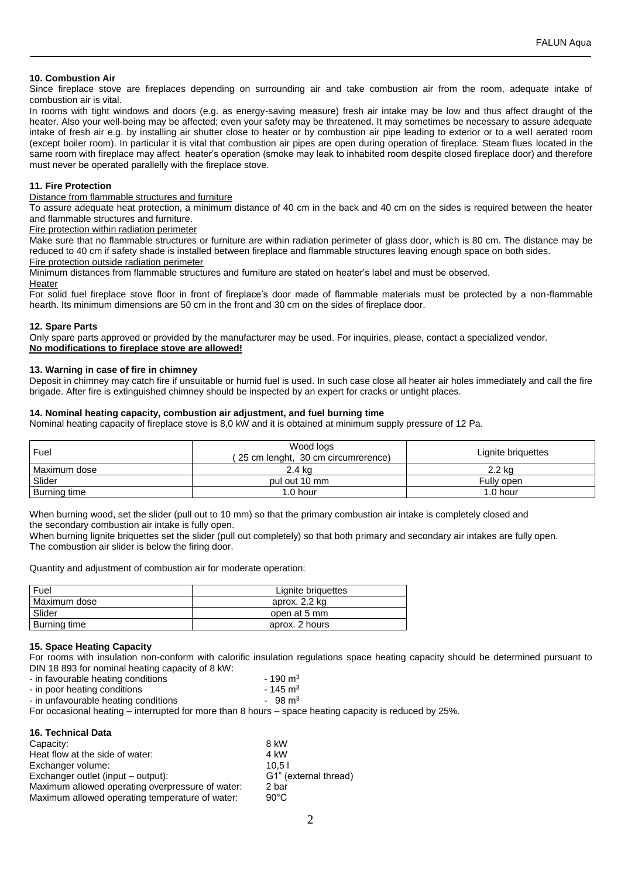## 10. Combustion Air

Since fireplace stove are fireplaces depending on surrounding air and take combustion air from the room, adequate intake of combustion air is vital.

In rooms with tight windows and doors (e.g. as energy-saving measure) fresh air intake may be low and thus affect draught of the heater. Also your well-being may be affected; even your safety may be threatened. It may sometimes be necessary to assure adequate intake of fresh air e.g. by installing air shutter close to heater or by combustion air pipe leading to exterior or to a well aerated room (except boiler room). In particular it is vital that combustion air pipes are open during operation of fireplace. Steam flues located in the same room with fireplace may affect heater's operation (smoke may leak to inhabited room despite closed fireplace door) and therefore must never be operated parallelly with the fireplace stove.

## 11. Fire Protection

Distance from flammable structures and furniture

To assure adequate heat protection, a minimum distance of 40 cm in the back and 40 cm on the sides is required between the heater and flammable structures and furniture.

Fire protection within radiation perimeter

Make sure that no flammable structures or furniture are within radiation perimeter of glass door, which is 80 cm. The distance may be reduced to 40 cm if safety shade is installed between fireplace and flammable structures leaving enough space on both sides.

Fire protection outside radiation perimeter

Minimum distances from flammable structures and furniture are stated on heater's label and must be observed.

Heater

For solid fuel fireplace stove floor in front of fireplace's door made of flammable materials must be protected by a non-flammable hearth. Its minimum dimensions are 50 cm in the front and 30 cm on the sides of fireplace door.

## 12. Spare Parts

Only spare parts approved or provided by the manufacturer may be used. For inquiries, please, contact a specialized vendor.

**No modifications to fireplace stove are allowed!**

## 13. Warning in case of fire in chimney

Deposit in chimney may catch fire if unsuitable or humid fuel is used. In such case close all heater air holes immediately and call the fire brigade. After fire is extinguished chimney should be inspected by an expert for cracks or untight places.

## 14. Nominal heating capacity, combustion air adjustment, and fuel burning time

Nominal heating capacity of fireplace stove is 8,0 kW and it is obtained at minimum supply pressure of 12 Pa.

| Fuel | Wood logs ( 25 cm lenght, 30 cm circumrerence) | Lignite briquettes |
|---|---|---|
| Maximum dose | 2.4 kg | 2.2 kg |
| Slider | pul out 10 mm | Fully open |
| Burning time | 1.0 hour | 1.0 hour |

When burning wood, set the slider (pull out to 10 mm) so that the primary combustion air intake is completely closed and the secondary combustion air intake is fully open.

When burning lignite briquettes set the slider (pull out completely) so that both primary and secondary air intakes are fully open.

The combustion air slider is below the firing door.

Quantity and adjustment of combustion air for moderate operation:

| Fuel | Lignite briquettes |
|---|---|
| Maximum dose | aprox. 2.2 kg |
| Slider | open at 5 mm |
| Burning time | aprox. 2 hours |

## 15. Space Heating Capacity

For rooms with insulation non-conform with calorific insulation regulations space heating capacity should be determined pursuant to DIN 18 893 for nominal heating capacity of 8 kW:

- in favourable heating conditions - 190 m$^3$
- in poor heating conditions - 145 m$^3$
- in unfavourable heating conditions - 98 m$^3$

For occasional heating – interrupted for more than 8 hours – space heating capacity is reduced by 25%.

## 16. Technical Data

| | |
|---|---|
| Capacity: | 8 kW |
| Heat flow at the side of water: | 4 kW |
| Exchanger volume: | 10,5 l |
| Exchanger outlet (input – output): | G1" (external thread) |
| Maximum allowed operating overpressure of water: | 2 bar |
| Maximum allowed operating temperature of water: | 90°C |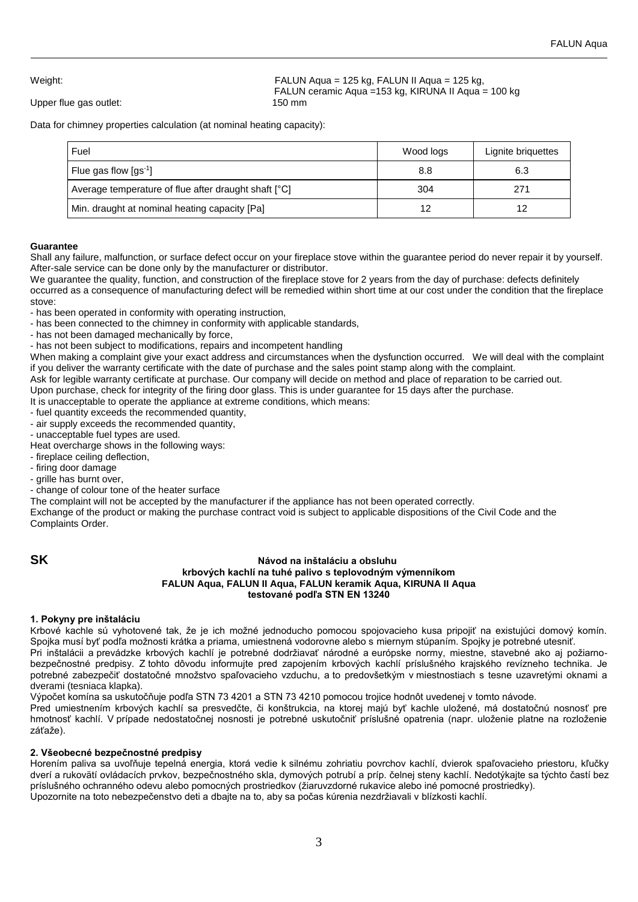Weight: FALUN Aqua = 125 kg, FALUN II Aqua = 125 kg, FALUN ceramic Aqua =153 kg, KIRUNA II Aqua = 100 kg

Upper flue gas outlet: 150 mm

Data for chimney properties calculation (at nominal heating capacity):

| Fuel | Wood logs | Lignite briquettes |
|---|---|---|
| Flue gas flow [$gs^{-1}$] | 8.8 | 6.3 |
| Average temperature of flue after draught shaft [°C] | 304 | 271 |
| Min. draught at nominal heating capacity [Pa] | 12 | 12 |

**Guarantee**

Shall any failure, malfunction, or surface defect occur on your fireplace stove within the guarantee period do never repair it by yourself. After-sale service can be done only by the manufacturer or distributor.

We guarantee the quality, function, and construction of the fireplace stove for 2 years from the day of purchase: defects definitely occurred as a consequence of manufacturing defect will be remedied within short time at our cost under the condition that the fireplace stove:

- has been operated in conformity with operating instruction,
- has been connected to the chimney in conformity with applicable standards,
- has not been damaged mechanically by force,
- has not been subject to modifications, repairs and incompetent handling

When making a complaint give your exact address and circumstances when the dysfunction occurred. We will deal with the complaint if you deliver the warranty certificate with the date of purchase and the sales point stamp along with the complaint.

Ask for legible warranty certificate at purchase. Our company will decide on method and place of reparation to be carried out.

Upon purchase, check for integrity of the firing door glass. This is under guarantee for 15 days after the purchase.

It is unacceptable to operate the appliance at extreme conditions, which means:

- fuel quantity exceeds the recommended quantity,
- air supply exceeds the recommended quantity,
- unacceptable fuel types are used.

Heat overcharge shows in the following ways:

- fireplace ceiling deflection,
- firing door damage
- grille has burnt over,
- change of colour tone of the heater surface

The complaint will not be accepted by the manufacturer if the appliance has not been operated correctly.

Exchange of the product or making the purchase contract void is subject to applicable dispositions of the Civil Code and the Complaints Order.

# SK

**Návod na inštaláciu a obsluhu**
**krbových kachlí na tuhé palivo s teplovodným výmenníkom**
**FALUN Aqua, FALUN II Aqua, FALUN keramik Aqua, KIRUNA II Aqua**
**testované podľa STN EN 13240**

### 1. Pokyny pre inštaláciu

Krbové kachle sú vyhotovené tak, že je ich možné jednoducho pomocou spojovacieho kusa pripojiť na existujúci domový komín. Spojka musí byť podľa možnosti krátka a priama, umiestnená vodorovne alebo s miernym stúpaním. Spojky je potrebné utesniť.

Pri inštalácii a prevádzke krbových kachlí je potrebné dodržiavať národné a európske normy, miestne, stavebné ako aj požiarno-bezpečnostné predpisy. Z tohto dôvodu informujte pred zapojením krbových kachlí príslušného krajského revízneho technika. Je potrebné zabezpečiť dostatočné množstvo spaľovacieho vzduchu, a to predovšetkým v miestnostiach s tesne uzavretými oknami a dverami (tesniaca klapka).

Výpočet komína sa uskutočňuje podľa STN 73 4201 a STN 73 4210 pomocou trojice hodnôt uvedenej v tomto návode.

Pred umiestnením krbových kachlí sa presvedčte, či konštrukcia, na ktorej majú byť kachle uložené, má dostatočnú nosnosť pre hmotnosť kachlí. V prípade nedostatočnej nosnosti je potrebné uskutočniť príslušné opatrenia (napr. uloženie platne na rozloženie záťaže).

### 2. Všeobecné bezpečnostné predpisy

Horením paliva sa uvoľňuje tepelná energia, ktorá vedie k silnému zohriatiu povrchov kachlí, dvierok spaľovacieho priestoru, kľučky dverí a rukovätí ovládacích prvkov, bezpečnostného skla, dymových potrubí a príp. čelnej steny kachlí. Nedotýkajte sa týchto častí bez príslušného ochranného odevu alebo pomocných prostriedkov (žiaruvzdorné rukavice alebo iné pomocné prostriedky).

Upozornite na toto nebezpečenstvo deti a dbajte na to, aby sa počas kúrenia nezdržiavali v blízkosti kachlí.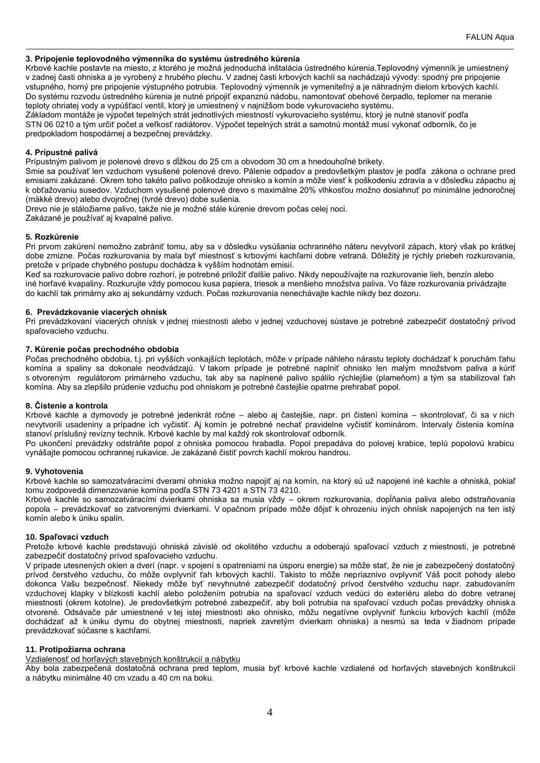### 3. Pripojenie teplovodného výmenníka do systému ústredného kúrenia

Krbové kachle postavte na miesto, z ktorého je možná jednoduchá inštalácia ústredného kúrenia.Teplovodný výmenník je umiestnený v zadnej časti ohniska a je vyrobený z hrubého plechu. V zadnej časti krbových kachlí sa nachádzajú vývody: spodný pre pripojenie vstupného, horný pre pripojenie výstupného potrubia. Teplovodný výmenník je vymeniteľný a je náhradným dielom krbových kachlí. Do systému rozvodu ústredného kúrenia je nutné pripojiť expanznú nádobu, namontovať obehové čerpadlo, teplomer na meranie teploty ohriatej vody a vypúšťací ventil, ktorý je umiestnený v najnižšom bode vykurovacieho systému.

Základom montáže je výpočet tepelných strát jednotlivých miestností vykurovacieho systému, ktorý je nutné stanoviť podľa STN 06 0210 a tým určiť počet a veľkosť radiátorov. Výpočet tepelných strát a samotnú montáž musí vykonať odborník, čo je predpokladom hospodárnej a bezpečnej prevádzky.

### 4. Prípustné palivá

Prípustným palivom je polenové drevo s dĺžkou do 25 cm a obvodom 30 cm a hnedouhoľné brikety.

Smie sa používať len vzduchom vysušené polenové drevo. Pálenie odpadov a predovšetkým plastov je podľa zákona o ochrane pred emisiami zakázané. Okrem toho takéto palivo poškodzuje ohnisko a komín a môže viesť k poškodeniu zdravia a v dôsledku zápachu aj k obťažovaniu susedov. Vzduchom vysušené polenové drevo s maximálne 20% vlhkosťou možno dosiahnuť po minimálne jednoročnej (mäkké drevo) alebo dvojročnej (tvrdé drevo) dobe sušenia.

Drevo nie je stáložiarne palivo, takže nie je možné stále kúrenie drevom počas celej noci.

Zakázané je používať aj kvapalné palivo.

### 5. Rozkúrenie

Pri prvom zakúrení nemožno zabrániť tomu, aby sa v dôsledku vysúšania ochranného náteru nevytvoril zápach, ktorý však po krátkej dobe zmizne. Počas rozkurovania by mala byť miestnosť s krbovými kachľami dobre vetraná. Dôležitý je rýchly priebeh rozkurovania, pretože v prípade chybného postupu dochádza k vyšším hodnotám emisií.

Keď sa rozkurovacie palivo dobre rozhorí, je potrebné priložiť ďalšie palivo. Nikdy nepoužívajte na rozkurovanie lieh, benzín alebo iné horľavé kvapaliny. Rozkurujte vždy pomocou kusa papiera, triesok a menšieho množstva paliva. Vo fáze rozkurovania privádzajte do kachlí tak primárny ako aj sekundárny vzduch. Počas rozkurovania nenechávajte kachle nikdy bez dozoru.

### 6. Prevádzkovanie viacerých ohnísk

Pri prevádzkovaní viacerých ohnísk v jednej miestnosti alebo v jednej vzduchovej sústave je potrebné zabezpečiť dostatočný prívod spaľovacieho vzduchu.

### 7. Kúrenie počas prechodného obdobia

Počas prechodného obdobia, t.j. pri vyšších vonkajších teplotách, môže v prípade náhleho nárastu teploty dochádzať k poruchám ťahu komína a spaliny sa dokonale neodvádzajú. V takom prípade je potrebné naplniť ohnisko len malým množstvom paliva a kúriť s otvoreným regulátorom primárneho vzduchu, tak aby sa naplnené palivo spálilo rýchlejšie (plameňom) a tým sa stabilizoval ťah komína. Aby sa zlepšilo prúdenie vzduchu pod ohniskom je potrebné častejšie opatrne prehrabať popol.

### 8. Čistenie a kontrola

Krbové kachle a dymovody je potrebné jedenkrát ročne – alebo aj častejšie, napr. pri čistení komína – skontrolovať, či sa v nich nevytvorili usadeniny a prípadne ich vyčistiť. Aj komín je potrebné nechať pravidelne vyčistiť kominárom. Intervaly čistenia komína stanoví príslušný revízny technik. Krbové kachle by mal každý rok skontrolovať odborník.

Po ukončení prevádzky odstráňte popol z ohniska pomocou hrabadla. Popol prepadáva do polevej krabice, teplú popolovú krabicu vynášajte pomocou ochrannej rukavice. Je zakázané čistiť povrch kachlí mokrou handrou.

### 9. Vyhotovenia

Krbové kachle so samozatváracími dverami ohniska možno napojiť aj na komín, na ktorý sú už napojené iné kachle a ohniská, pokiaľ tomu zodpovedá dimenzovanie komína podľa STN 73 4201 a STN 73 4210.

Krbové kachle so samozatváracími dvierkami ohniska sa musia vždy – okrem rozkurovania, dopĺňania paliva alebo odstraňovania popola – prevádzkovať so zatvorenými dvierkami. V opačnom prípade môže dôjsť k ohrozeniu iných ohnísk napojených na ten istý komín alebo k úniku spalín.

### 10. Spaľovací vzduch

Pretože krbové kachle predstavujú ohniská závislé od okolitého vzduchu a odoberajú spaľovací vzduch z miestnosti, je potrebné zabezpečiť dostatočný prívod spaľovacieho vzduchu.

V prípade utesnených okien a dverí (napr. v spojení s opatreniami na úsporu energie) sa môže stať, že nie je zabezpečený dostatočný prívod čerstvého vzduchu, čo môže ovplyvniť ťah krbových kachlí. Takisto to môže nepriaznivo ovplyvniť Váš pocit pohody alebo dokonca Vašu bezpečnosť. Niekedy môže byť nevyhnutné zabezpečiť dodatočný prívod čerstvého vzduchu napr. zabudovaním vzduchovej klapky v blízkosti kachlí alebo položením potrubia na spaľovací vzduch vedúci do exteriéru alebo do dobre vetranej miestnosti (okrem kotolne). Je predovšetkým potrebné zabezpečiť, aby boli potrubia na spaľovací vzduch počas prevádzky ohniska otvorené. Odsávače pár umiestnené v tej istej miestnosti ako ohnisko, môžu negatívne ovplyvniť funkciu krbových kachlí (môže dochádzať až k úniku dymu do obytnej miestnosti, napriek zavretým dvierkam ohniska) a nesmú sa teda v žiadnom prípade prevádzkovať súčasne s kachľami.

### 11. Protipožiarna ochrana

<u>Vzdialenosť od horľavých stavebných konštrukcií a nábytku</u>

Aby bola zabezpečená dostatočná ochrana pred teplom, musia byť krbové kachle vzdialené od horľavých stavebných konštrukcií a nábytku minimálne 40 cm vzadu a 40 cm na boku.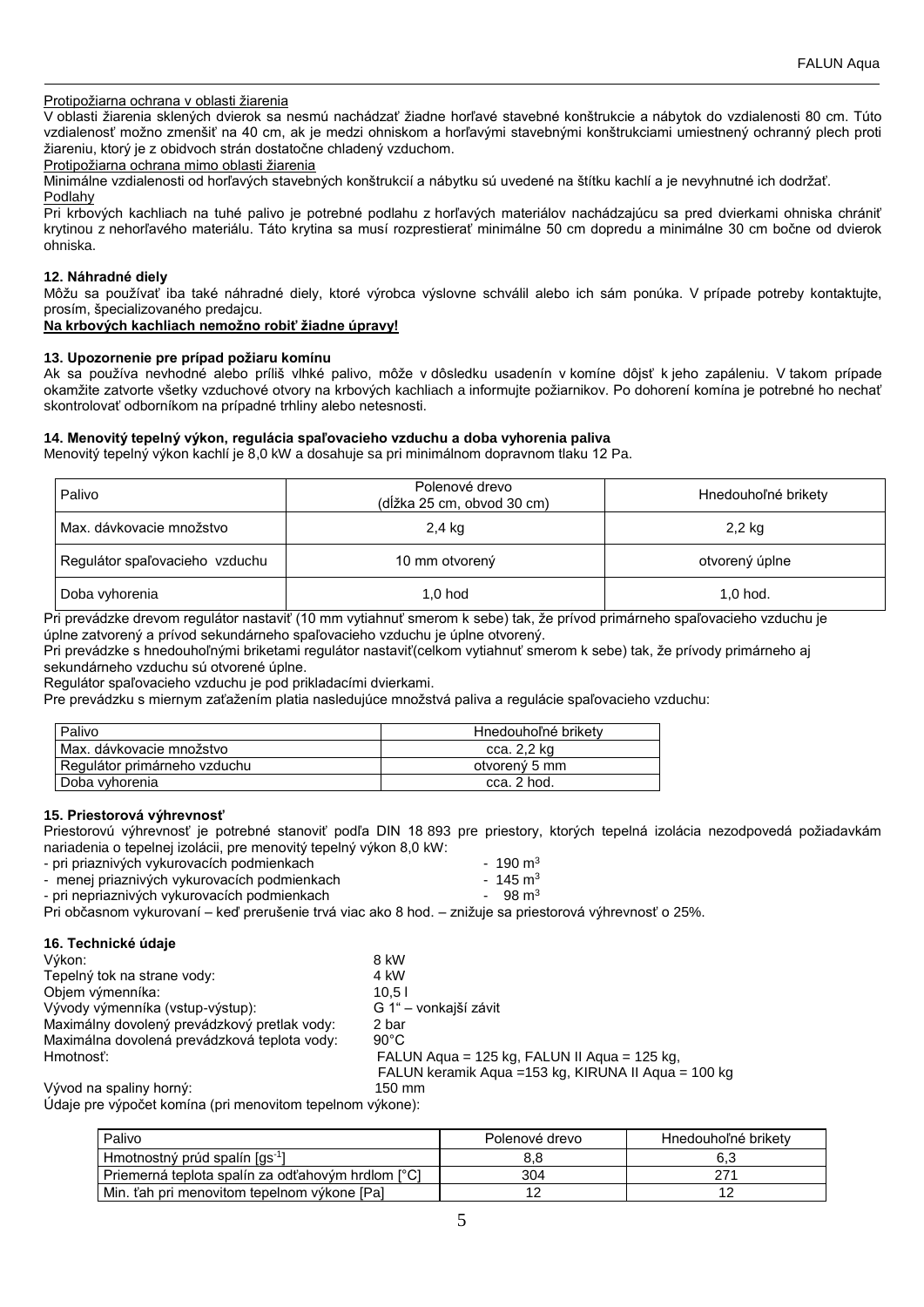Protipožiarna ochrana v oblasti žiarenia

V oblasti žiarenia sklených dvierok sa nesmú nachádzať žiadne horľavé stavebné konštrukcie a nábytok do vzdialenosti 80 cm. Túto vzdialenosť možno zmenšiť na 40 cm, ak je medzi ohniskom a horľavými stavebnými konštrukciami umiestnený ochranný plech proti žiareniu, ktorý je z obidvoch strán dostatočne chladený vzduchom.

Protipožiarna ochrana mimo oblasti žiarenia

Minimálne vzdialenosti od horľavých stavebných konštrukcií a nábytku sú uvedené na štítku kachlí a je nevyhnutné ich dodržať.

Podlahy

Pri krbových kachliach na tuhé palivo je potrebné podlahu z horľavých materiálov nachádzajúcu sa pred dvierkami ohniska chrániť krytinou z nehorľavého materiálu. Táto krytina sa musí rozprestierať minimálne 50 cm dopredu a minimálne 30 cm bočne od dvierok ohniska.

### 12. Náhradné diely

Môžu sa používať iba také náhradné diely, ktoré výrobca výslovne schválil alebo ich sám ponúka. V prípade potreby kontaktujte, prosím, špecializovaného predajcu.

**Na krbových kachliach nemožno robiť žiadne úpravy!**

### 13. Upozornenie pre prípad požiaru komínu

Ak sa používa nevhodné alebo príliš vlhké palivo, môže v dôsledku usadenín v komíne dôjsť k jeho zapáleniu. V takom prípade okamžite zatvorte všetky vzduchové otvory na krbových kachliach a informujte požiarnikov. Po dohorení komína je potrebné ho nechať skontrolovať odborníkom na prípadné trhliny alebo netesnosti.

### 14. Menovitý tepelný výkon, regulácia spaľovacieho vzduchu a doba vyhorenia paliva

Menovitý tepelný výkon kachlí je 8,0 kW a dosahuje sa pri minimálnom dopravnom tlaku 12 Pa.

| Palivo | Polenové drevo (dĺžka 25 cm, obvod 30 cm) | Hnedouhoľné brikety |
|---|---|---|
| Max. dávkovacie množstvo | 2,4 kg | 2,2 kg |
| Regulátor spaľovacieho vzduchu | 10 mm otvorený | otvorený úplne |
| Doba vyhorenia | 1,0 hod | 1,0 hod. |

Pri prevádzke drevom regulátor nastaviť (10 mm vytiahnuť smerom k sebe) tak, že prívod primárneho spaľovacieho vzduchu je úplne zatvorený a prívod sekundárneho spaľovacieho vzduchu je úplne otvorený.

Pri prevádzke s hnedouhoľnými briketami regulátor nastaviť(celkom vytiahnuť smerom k sebe) tak, že prívody primárneho aj sekundárneho vzduchu sú otvorené úplne.

Regulátor spaľovacieho vzduchu je pod prikladacími dvierkami.

Pre prevádzku s miernym zaťažením platia nasledujúce množstvá paliva a regulácie spaľovacieho vzduchu:

| Palivo | Hnedouhoľné brikety |
|---|---|
| Max. dávkovacie množstvo | cca. 2,2 kg |
| Regulátor primárneho vzduchu | otvorený 5 mm |
| Doba vyhorenia | cca. 2 hod. |

### 15. Priestorová výhrevnosť

Priestorovú výhrevnosť je potrebné stanoviť podľa DIN 18 893 pre priestory, ktorých tepelná izolácia nezodpovedá požiadavkám nariadenia o tepelnej izolácii, pre menovitý tepelný výkon 8,0 kW:

- pri priaznivých vykurovacích podmienkach - 190 m³
- menej priaznivých vykurovacích podmienkach - 145 m³
- pri nepriaznivých vykurovacích podmienkach - 98 m³

Pri občasnom vykurovaní – keď prerušenie trvá viac ako 8 hod. – znižuje sa priestorová výhrevnosť o 25%.

### 16. Technické údaje

| | |
|---|---|
| Výkon: | 8 kW |
| Tepelný tok na strane vody: | 4 kW |
| Objem výmenníka: | 10,5 l |
| Vývody výmenníka (vstup-výstup): | G 1“ – vonkajší závit |
| Maximálny dovolený prevádzkový pretlak vody: | 2 bar |
| Maximálna dovolená prevádzková teplota vody: | 90°C |
| Hmotnosť: | FALUN Aqua = 125 kg, FALUN II Aqua = 125 kg, FALUN keramik Aqua =153 kg, KIRUNA II Aqua = 100 kg |
| Vývod na spaliny horný: | 150 mm |

Údaje pre výpočet komína (pri menovitom tepelnom výkone):

| Palivo | Polenové drevo | Hnedouhoľné brikety |
|---|---|---|
| Hmotnostný prúd spalín [$gs^{-1}$] | 8,8 | 6,3 |
| Priemerná teplota spalín za odťahovým hrdlom [°C] | 304 | 271 |
| Min. ťah pri menovitom tepelnom výkone [Pa] | 12 | 12 |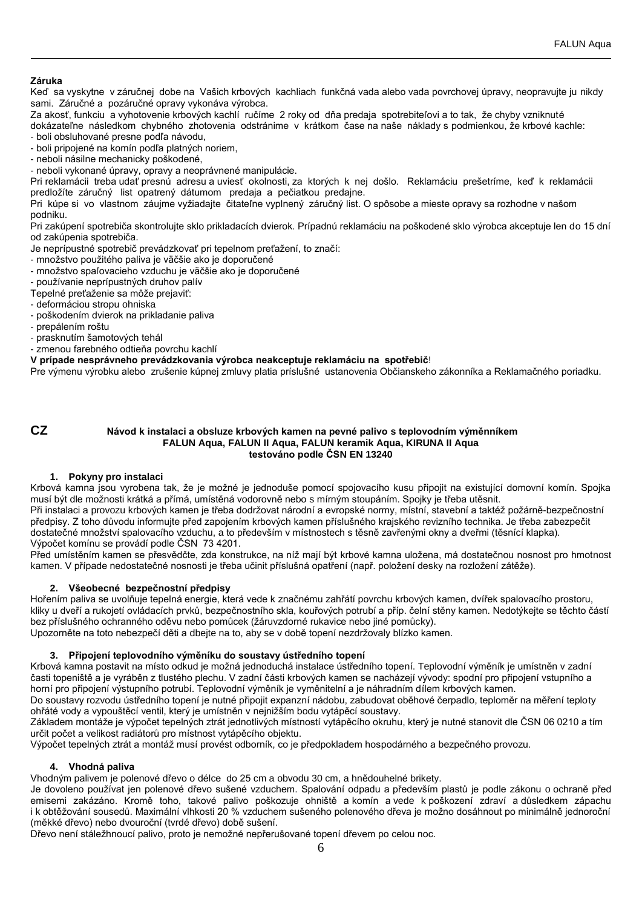## Záruka

Keď sa vyskytne v záručnej dobe na Vašich krbových kachliach funkčná vada alebo vada povrchovej úpravy, neopravujte ju nikdy sami. Záručné a pozáručné opravy vykonáva výrobca.

Za akosť, funkciu a vyhotovenie krbových kachlí ručíme 2 roky od dňa predaja spotrebiteľovi a to tak, že chyby vzniknuté dokázateľne následkom chybného zhotovenia odstránime v krátkom čase na naše náklady s podmienkou, že krbové kachle:

- boli obsluhované presne podľa návodu,
- boli pripojené na komín podľa platných noriem,
- neboli násilne mechanicky poškodené,
- neboli vykonané úpravy, opravy a neoprávnené manipulácie.

Pri reklamácii treba udať presnú adresu a uviesť okolnosti, za ktorých k nej došlo. Reklamáciu prešetríme, keď k reklamácii predložíte záručný list opatrený dátumom predaja a pečiatkou predajne.

Pri kúpe si vo vlastnom záujme vyžiadajte čitateľne vyplnený záručný list. O spôsobe a mieste opravy sa rozhodne v našom podniku.

Pri zakúpení spotrebiča skontrolujte sklo prikladacích dvierok. Prípadnú reklamáciu na poškodené sklo výrobca akceptuje len do 15 dní od zakúpenia spotrebiča.

Je neprípustné spotrebič prevádzkovať pri tepelnom preťažení, to značí:

- množstvo použitého paliva je väčšie ako je doporučené
- množstvo spaľovacieho vzduchu je väčšie ako je doporučené
- používanie neprípustných druhov palív

Tepelné preťaženie sa môže prejaviť:

- deformáciou stropu ohniska
- poškodením dvierok na prikladanie paliva
- prepálením roštu
- prasknutím šamotových tehál
- zmenou farebného odtieňa povrchu kachlí

**V prípade nesprávneho prevádzkovania výrobca neakceptuje reklamáciu na spotrebič**!

Pre výmenu výrobku alebo zrušenie kúpnej zmluvy platia príslušné ustanovenia Občianskeho zákonníka a Reklamačného poriadku.

# CZ

**Návod k instalaci a obsluze krbových kamen na pevné palivo s teplovodním výměníkem FALUN Aqua, FALUN II Aqua, FALUN keramik Aqua, KIRUNA II Aqua testováno podle ČSN EN 13240**

### 1. Pokyny pro instalaci

Krbová kamna jsou vyrobena tak, že je možné je jednoduše pomocí spojovacího kusu připojit na existující domovní komín. Spojka musí být dle možnosti krátká a přímá, umístěná vodorovně nebo s mírným stoupáním. Spojky je třeba utěsnit.

Při instalaci a provozu krbových kamen je třeba dodržovat národní a evropské normy, místní, stavební a taktéž požárně-bezpečnostní předpisy. Z toho důvodu informujte před zapojením krbových kamen příslušného krajského revizního technika. Je třeba zabezpečit dostatečné množství spalovacího vzduchu, a to především v místnostech s těsně zavřenými okny a dveřmi (těsnící klapka).

Výpočet komínu se provádí podle ČSN 73 4201.

Před umístěním kamen se přesvědčte, zda konstrukce, na níž mají být krbové kamna uložena, má dostatečnou nosnost pro hmotnost kamen. V případě nedostatečné nosnosti je třeba učinit příslušná opatření (např. položení desky na rozložení zátěže).

### 2. Všeobecné bezpečnostní předpisy

Hořením paliva se uvolňuje tepelná energie, která vede k značnému zahřátí povrchu krbových kamen, dvířek spalovacího prostoru, kliky u dveří a rukojetí ovládacích prvků, bezpečnostního skla, kouřových potrubí a příp. čelní stěny kamen. Nedotýkejte se těchto částí bez příslušného ochranného oděvu nebo pomůcek (žáruvzdorné rukavice nebo jiné pomůcky).

Upozorněte na toto nebezpečí děti a dbejte na to, aby se v době topení nezdržovaly blízko kamen.

### 3. Připojení teplovodního výměníku do soustavy ústředního topení

Krbová kamna postavit na místo odkud je možná jednoduchá instalace ústředního topení. Teplovodní výměník je umístněn v zadní části topeniště a je vyráběn z tlustého plechu. V zadní části krbových kamen se nacházejí vývody: spodní pro připojení vstupního a horní pro připojení výstupního potrubí. Teplovodní výměník je vyměnitelní a je náhradním dílem krbových kamen.

Do soustavy rozvodu ústředního topení je nutné připojit expanzní nádobu, zabudovat oběhové čerpadlo, teploměr na měření teploty ohřáté vody a vypouštěcí ventil, který je umístněn v nejnižším bodu vytápěcí soustavy.

Základem montáže je výpočet tepelných ztrát jednotlivých místností vytápěcího okruhu, který je nutné stanovit dle ČSN 06 0210 a tím určit počet a velikost radiátorů pro místnost vytápěcího objektu.

Výpočet tepelných ztrát a montáž musí provést odborník, co je předpokladem hospodárného a bezpečného provozu.

### 4. Vhodná paliva

Vhodným palivem je polenové dřevo o délce do 25 cm a obvodu 30 cm, a hnědouhelné brikety.

Je dovoleno používat jen polenové dřevo sušené vzduchem. Spalování odpadu a především plastů je podle zákonu o ochraně před emisemi zakázáno. Kromě toho, takové palivo poškozuje ohniště a komín a vede k poškození zdraví a důsledkem zápachu i k obtěžování sousedů. Maximální vlhkosti 20 % vzduchem sušeného polenového dřeva je možno dosáhnout po minimálně jednoroční (měkké dřevo) nebo dvouroční (tvrdé dřevo) době sušení.

Dřevo není stáležhnoucí palivo, proto je nemožné nepřerušované topení dřevem po celou noc.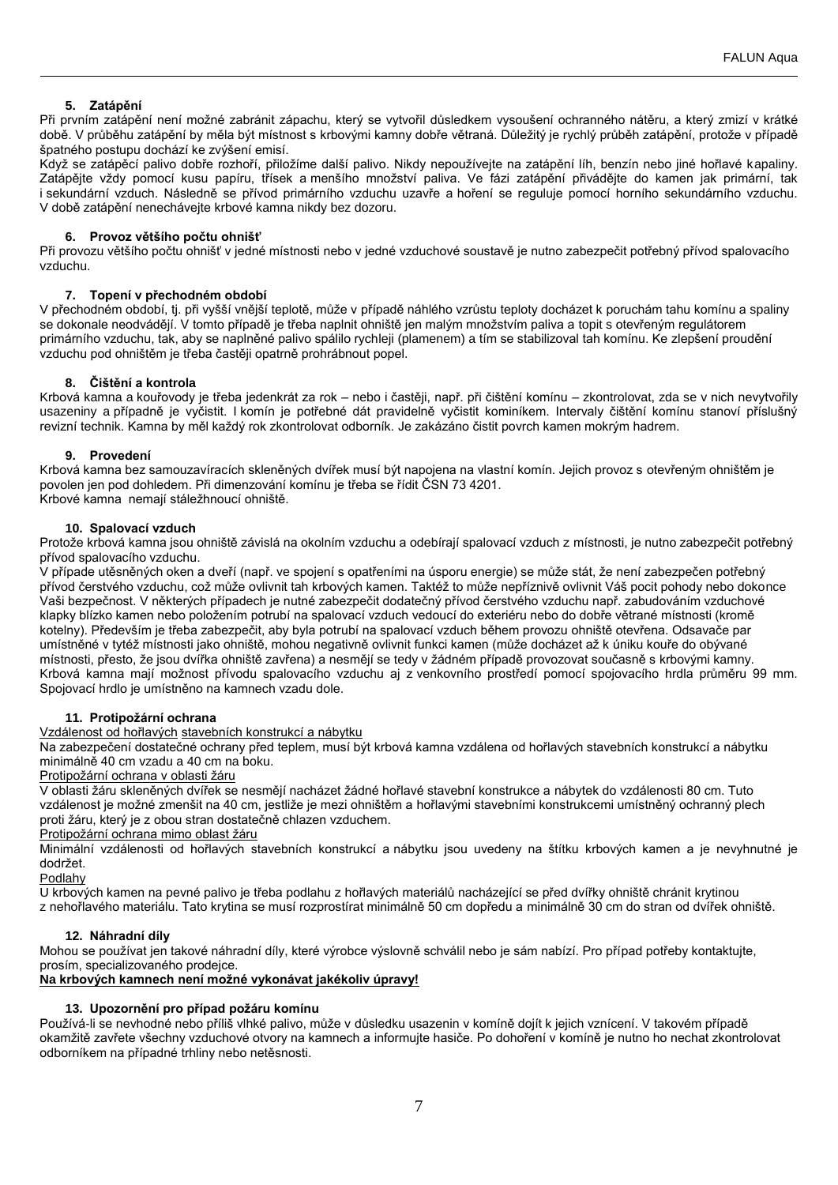## 5. Zatápění

Při prvním zatápění není možné zabránit zápachu, který se vytvořil důsledkem vysoušení ochranného nátěru, a který zmizí v krátké době. V průběhu zatápění by měla být místnost s krbovými kamny dobře větraná. Důležitý je rychlý průběh zatápění, protože v případě špatného postupu dochází ke zvýšení emisí.

Když se zatápěcí palivo dobře rozhoří, přiložíme další palivo. Nikdy nepoužívejte na zatápění líh, benzín nebo jiné hořlavé kapaliny. Zatápějte vždy pomocí kusu papíru, třísek a menšího množství paliva. Ve fázi zatápění přivádějte do kamen jak primární, tak i sekundární vzduch. Následně se přívod primárního vzduchu uzavře a hoření se reguluje pomocí horního sekundárního vzduchu. V době zatápění nenechávejte krbové kamna nikdy bez dozoru.

## 6. Provoz většího počtu ohnišť

Při provozu většího počtu ohnišť v jedné místnosti nebo v jedné vzduchové soustavě je nutno zabezpečit potřebný přívod spalovacího vzduchu.

## 7. Topení v přechodném období

V přechodném období, tj. při vyšší vnější teplotě, může v případě náhlého vzrůstu teploty docházet k poruchám tahu komínu a spaliny se dokonale neodvádějí. V tomto případě je třeba naplnit ohniště jen malým množstvím paliva a topit s otevřeným regulátorem primárního vzduchu, tak, aby se naplněné palivo spálilo rychleji (plamenem) a tím se stabilizoval tah komínu. Ke zlepšení proudění vzduchu pod ohništěm je třeba častěji opatrně prohrábnout popel.

## 8. Čištění a kontrola

Krbová kamna a kouřovody je třeba jedenkrát za rok – nebo i častěji, např. při čištění komínu – zkontrolovat, zda se v nich nevytvořily usazeniny a případně je vyčistit. I komín je potřebné dát pravidelně vyčistit kominíkem. Intervaly čištění komínu stanoví příslušný revizní technik. Kamna by měl každý rok zkontrolovat odborník. Je zakázáno čistit povrch kamen mokrým hadrem.

## 9. Provedení

Krbová kamna bez samouzavíracích skleněných dvířek musí být napojena na vlastní komín. Jejich provoz s otevřeným ohništěm je povolen jen pod dohledem. Při dimenzování komínu je třeba se řídit ČSN 73 4201.
Krbové kamna nemají stáležhnoucí ohniště.

## 10. Spalovací vzduch

Protože krbová kamna jsou ohniště závislá na okolním vzduchu a odebírají spalovací vzduch z místnosti, je nutno zabezpečit potřebný přívod spalovacího vzduchu.

V případe utěsněných oken a dveří (např. ve spojení s opatřeními na úsporu energie) se může stát, že není zabezpečen potřebný přívod čerstvého vzduchu, což může ovlivnit tah krbových kamen. Taktéž to může nepříznivě ovlivnit Váš pocit pohody nebo dokonce Vaši bezpečnost. V některých případech je nutné zabezpečit dodatečný přívod čerstvého vzduchu např. zabudováním vzduchové klapky blízko kamen nebo položením potrubí na spalovací vzduch vedoucí do exteriéru nebo do dobře větrané místnosti (kromě kotelny). Především je třeba zabezpečit, aby byla potrubí na spalovací vzduch během provozu ohniště otevřena. Odsavače par umístněné v tytéž místnosti jako ohniště, mohou negativně ovlivnit funkci kamen (může docházet až k úniku kouře do obývané místnosti, přesto, že jsou dvířka ohniště zavřena) a nesmějí se tedy v žádném případě provozovat současně s krbovými kamny. Krbová kamna mají možnost přívodu spalovacího vzduchu aj z venkovního prostředí pomocí spojovacího hrdla průměru 99 mm. Spojovací hrdlo je umístněno na kamnech vzadu dole.

## 11. Protipožární ochrana

Vzdálenost od hořlavých stavebních konstrukcí a nábytku

Na zabezpečení dostatečné ochrany před teplem, musí být krbová kamna vzdálena od hořlavých stavebních konstrukcí a nábytku minimálně 40 cm vzadu a 40 cm na boku.

Protipožární ochrana v oblasti žáru

V oblasti žáru skleněných dvířek se nesmějí nacházet žádné hořlavé stavební konstrukce a nábytek do vzdálenosti 80 cm. Tuto vzdálenost je možné zmenšit na 40 cm, jestliže je mezi ohništěm a hořlavými stavebními konstrukcemi umístněný ochranný plech proti žáru, který je z obou stran dostatečně chlazen vzduchem.

Protipožární ochrana mimo oblast žáru

Minimální vzdálenosti od hořlavých stavebních konstrukcí a nábytku jsou uvedeny na štítku krbových kamen a je nevyhnutné je dodržet.

Podlahy

U krbových kamen na pevné palivo je třeba podlahu z hořlavých materiálů nacházející se před dvířky ohniště chránit krytinou z nehořlavého materiálu. Tato krytina se musí rozprostírat minimálně 50 cm dopředu a minimálně 30 cm do stran od dvířek ohniště.

## 12. Náhradní díly

Mohou se používat jen takové náhradní díly, které výrobce výslovně schválil nebo je sám nabízí. Pro případ potřeby kontaktujte, prosím, specializovaného prodejce.

**Na krbových kamnech není možné vykonávat jakékoliv úpravy!**

## 13. Upozornění pro případ požáru komínu

Používá-li se nevhodné nebo příliš vlhké palivo, může v důsledku usazenin v komíně dojít k jejich vznícení. V takovém případě okamžitě zavřete všechny vzduchové otvory na kamnech a informujte hasiče. Po dohoření v komíně je nutno ho nechat zkontrolovat odborníkem na případné trhliny nebo netěsnosti.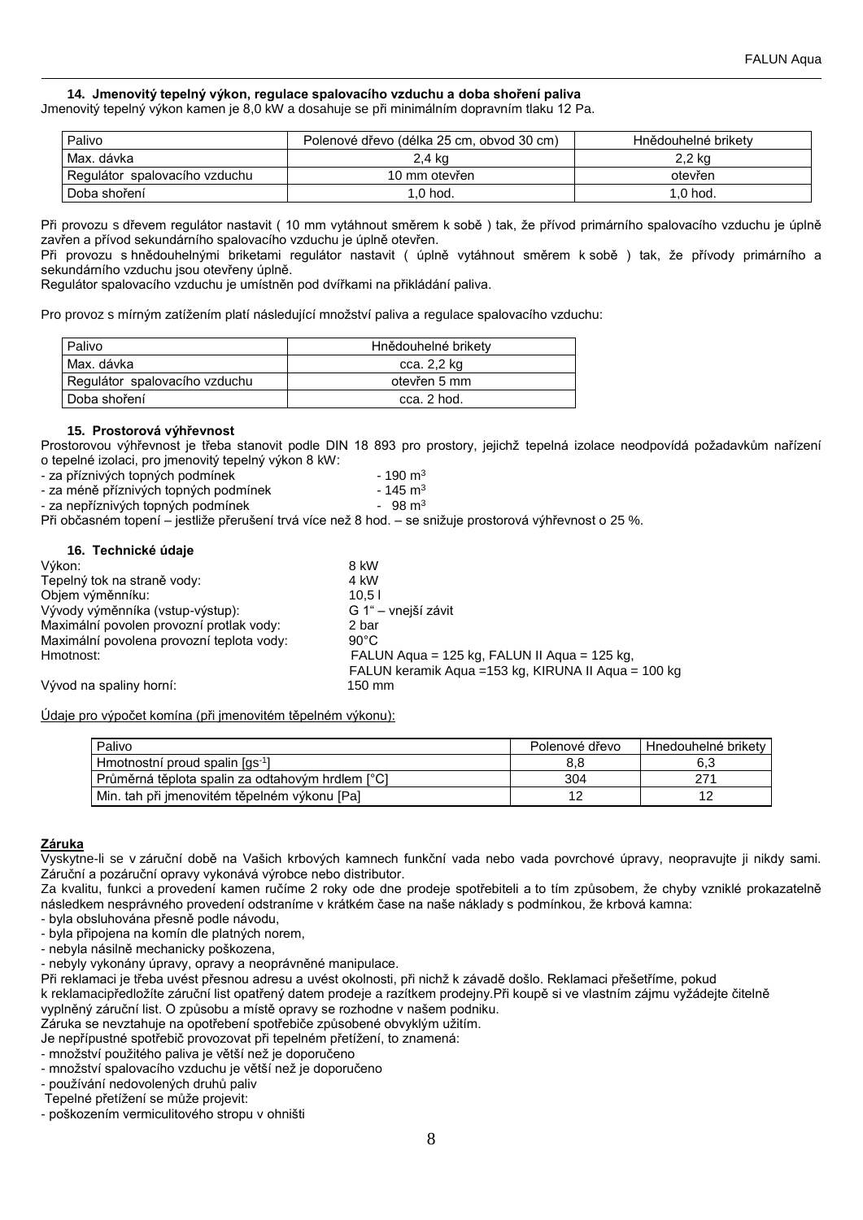### 14. Jmenovitý tepelný výkon, regulace spalovacího vzduchu a doba shoření paliva

Jmenovitý tepelný výkon kamen je 8,0 kW a dosahuje se při minimálním dopravním tlaku 12 Pa.

| Palivo | Polenové dřevo (délka 25 cm, obvod 30 cm) | Hnědouhelné brikety |
|---|---|---|
| Max. dávka | 2,4 kg | 2,2 kg |
| Regulátor spalovacího vzduchu | 10 mm otevřen | otevřen |
| Doba shoření | 1,0 hod. | 1,0 hod. |

Při provozu s dřevem regulátor nastavit ( 10 mm vytáhnout směrem k sobě ) tak, že přívod primárního spalovacího vzduchu je úplně zavřen a přívod sekundárního spalovacího vzduchu je úplně otevřen.
Při provozu s hnědouhelnými briketami regulátor nastavit ( úplně vytáhnout směrem k sobě ) tak, že přívody primárního a sekundárního vzduchu jsou otevřeny úplně.
Regulátor spalovacího vzduchu je umístněn pod dvířkami na přikládání paliva.

Pro provoz s mírným zatížením platí následující množství paliva a regulace spalovacího vzduchu:

| Palivo | Hnědouhelné brikety |
|---|---|
| Max. dávka | cca. 2,2 kg |
| Regulátor spalovacího vzduchu | otevřen 5 mm |
| Doba shoření | cca. 2 hod. |

### 15. Prostorová výhřevnost

Prostorovou výhřevnost je třeba stanovit podle DIN 18 893 pro prostory, jejichž tepelná izolace neodpovídá požadavkům nařízení o tepelné izolaci, pro jmenovitý tepelný výkon 8 kW:

- za příznivých topných podmínek - 190 m³
- za méně příznivých topných podmínek - 145 m³
- za nepříznivých topných podmínek - 98 m³

Při občasném topení – jestliže přerušení trvá více než 8 hod. – se snižuje prostorová výhřevnost o 25 %.

### 16. Technické údaje

| | |
|---|---|
| Výkon: | 8 kW |
| Tepelný tok na straně vody: | 4 kW |
| Objem výměníku: | 10,5 l |
| Vývody výměnníka (vstup-výstup): | G 1“ – vnější závit |
| Maximální povolen provozní protlak vody: | 2 bar |
| Maximální povolena provozní teplota vody: | 90°C |
| Hmotnost: | FALUN Aqua = 125 kg, FALUN II Aqua = 125 kg, FALUN keramik Aqua =153 kg, KIRUNA II Aqua = 100 kg |
| Vývod na spaliny horní: | 150 mm |

Údaje pro výpočet komína (při jmenovitém tepelném výkonu):

| Palivo | Polenové dřevo | Hnedouhelné brikety |
|---|---|---|
| Hmotnostní proud spalin [$gs^{-1}$] | 8,8 | 6,3 |
| Průměrná těplota spalin za odtahovým hrdlem [°C] | 304 | 271 |
| Min. tah při jmenovitém těpelném výkonu [Pa] | 12 | 12 |

**Záruka**

Vyskytne-li se v záruční době na Vašich krbových kamnech funkční vada nebo vada povrchové úpravy, neopravujte ji nikdy sami. Záruční a pozáruční opravy vykonává výrobce nebo distributor.
Za kvalitu, funkci a provedení kamen ručíme 2 roky ode dne prodeje spotřebiteli a to tím způsobem, že chyby vzniklé prokazatelně následkem nesprávného provedení odstraníme v krátkém čase na naše náklady s podmínkou, že krbová kamna:

- byla obsluhována přesně podle návodu,
- byla připojena na komín dle platných norem,
- nebyla násilně mechanicky poškozena,
- nebyly vykonány úpravy, opravy a neoprávněné manipulace.

Při reklamaci je třeba uvést přesnou adresu a uvést okolnosti, při nichž k závadě došlo. Reklamaci přešetříme, pokud k reklamacipředložíte záruční list opatřený datem prodeje a razítkem prodejny.Při koupě si ve vlastním zájmu vyžádejte čitelně vyplněný záruční list. O způsobu a místě opravy se rozhodne v našem podniku.
Záruka se nevztahuje na opotřebení spotřebiče způsobené obvyklým užitím.
Je nepřípustné spotřebič provozovat při tepelném přetížení, to znamená:

- množství použitého paliva je větší než je doporučeno
- množství spalovacího vzduchu je větší než je doporučeno
- používání nedovolených druhů paliv

Tepelné přetížení se může projevit:

- poškozením vermiculitového stropu v ohništi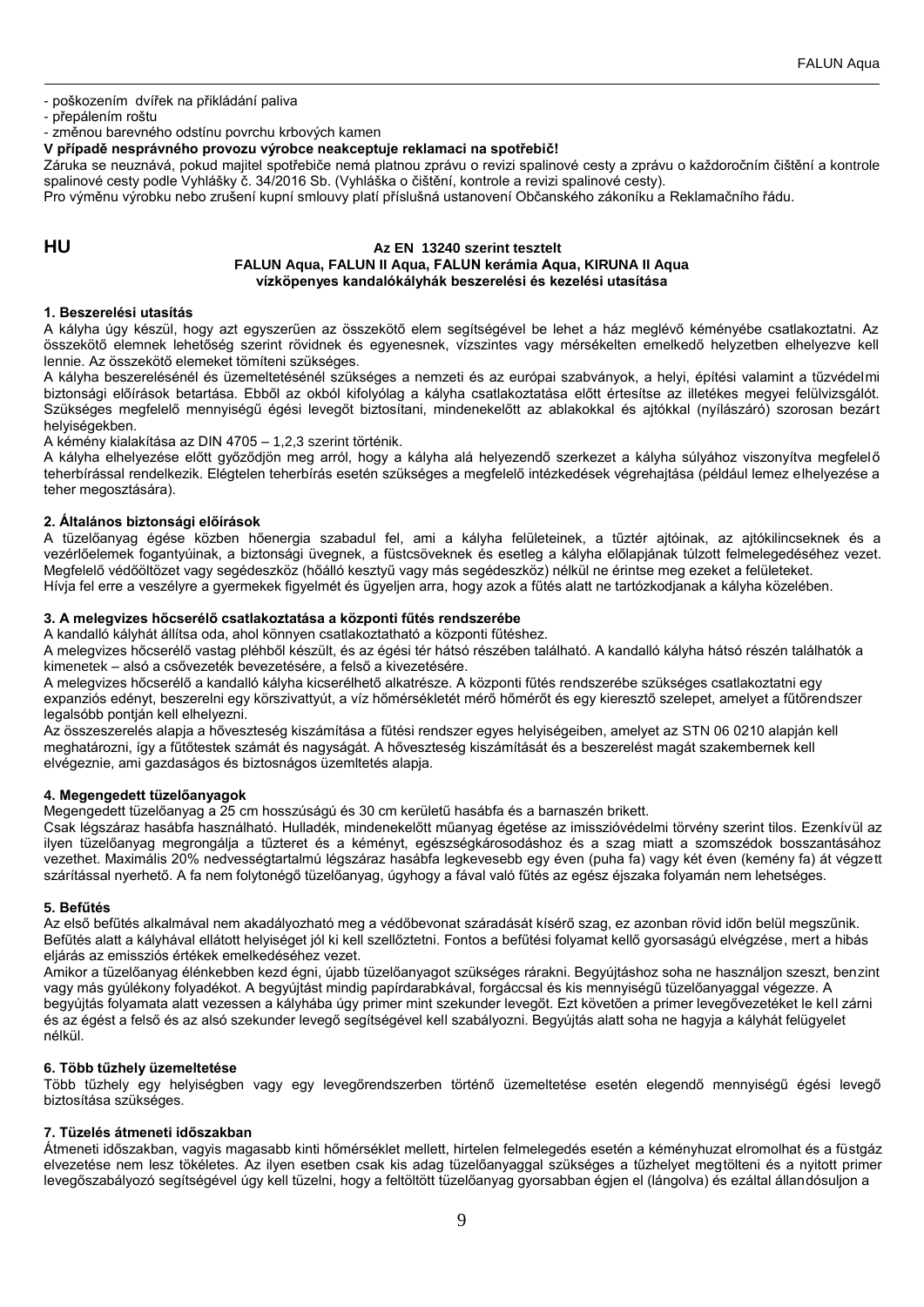- poškozením dvířek na přikládání paliva
- přepálením roštu
- změnou barevného odstínu povrchu krbových kamen

**V případě nesprávného provozu výrobce neakceptuje reklamaci na spotřebič!**

Záruka se neuznává, pokud majitel spotřebiče nemá platnou zprávu o revizi spalinové cesty a zprávu o každoročním čištění a kontrole spalinové cesty podle Vyhlášky č. 34/2016 Sb. (Vyhláška o čištění, kontrole a revizi spalinové cesty).

Pro výměnu výrobku nebo zrušení kupní smlouvy platí příslušná ustanovení Občanského zákoníku a Reklamačního řádu.

**HU**

**Az EN 13240 szerint tesztelt**
**FALUN Aqua, FALUN II Aqua, FALUN kerámia Aqua, KIRUNA II Aqua**
**vízköpenyes kandalókályhák beszerelési és kezelési utasítása**

### 1. Beszerelési utasítás

A kályha úgy készül, hogy azt egyszerűen az összekötő elem segítségével be lehet a ház meglévő kéményébe csatlakoztatni. Az összekötő elemnek lehetőség szerint rövidnek és egyenesnek, vízszintes vagy mérsékelten emelkedő helyzetben elhelyezve kell lennie. Az összekötő elemeket tömíteni szükséges.

A kályha beszerelésénél és üzemeltetésénél szükséges a nemzeti és az európai szabványok, a helyi, építési valamint a tűzvédelmi biztonsági előírások betartása. Ebből az okból kifolyólag a kályha csatlakoztatása előtt értesítse az illetékes megyei felülvizsgálót. Szükséges megfelelő mennyiségű égési levegőt biztosítani, mindenekelőtt az ablakokkal és ajtókkal (nyílászáró) szorosan bezárt helyiségekben.

A kémény kialakítása az DIN 4705 – 1,2,3 szerint történik.

A kályha elhelyezése előtt győződjön meg arról, hogy a kályha alá helyezendő szerkezet a kályha súlyához viszonyítva megfelelő teherbírással rendelkezik. Elégtelen teherbírás esetén szükséges a megfelelő intézkedések végrehajtása (például lemez elhelyezése a teher megosztására).

### 2. Általános biztonsági előírások

A tüzelőanyag égése közben hőenergia szabadul fel, ami a kályha felületeinek, a tűztér ajtóinak, az ajtókilincseknek és a vezérlőelemek fogantyúinak, a biztonsági üvegnek, a füstcsöveknek és esetleg a kályha előlapjának túlzott felmelegedéséhez vezet. Megfelelő védőöltözet vagy segédeszköz (hőálló kesztyű vagy más segédeszköz) nélkül ne érintse meg ezeket a felületeket.

Hívja fel erre a veszélyre a gyermekek figyelmét és ügyeljen arra, hogy azok a fűtés alatt ne tartózkodjanak a kályha közelében.

### 3. A melegvizes hőcserélő csatlakoztatása a központi fűtés rendszerébe

A kandalló kályhát állítsa oda, ahol könnyen csatlakoztatható a központi fűtéshez.

A melegvizes hőcserélő vastag pléhből készült, és az égési tér hátsó részében található. A kandalló kályha hátsó részén találhatók a kimenetek – alsó a csővezeték bevezetésére, a felső a kivezetésére.

A melegvizes hőcserélő a kandalló kályha kicserélhető alkatrésze. A központi fűtés rendszerébe szükséges csatlakoztatni egy expanziós edényt, beszerelni egy körszivattyút, a víz hőmérsékletét mérő hőmérőt és egy kieresztő szelepet, amelyet a fűtőrendszer legalsóbb pontján kell elhelyezni.

Az összeszerelés alapja a hőveszteség kiszámítása a fűtési rendszer egyes helyiségeiben, amelyet az STN 06 0210 alapján kell meghatározni, így a fűtőtestek számát és nagyságát. A hőveszteség kiszámítását és a beszerelést magát szakembernek kell elvégeznie, ami gazdaságos és biztosnágos üzemltetés alapja.

### 4. Megengedett tüzelőanyagok

Megengedett tüzelőanyag a 25 cm hosszúságú és 30 cm kerületű hasábfa és a barnaszén brikett.

Csak légszáraz hasábfa használható. Hulladék, mindenekelőtt műanyag égetése az imisszióvédelmi törvény szerint tilos. Ezenkívül az ilyen tüzelőanyag megrongálja a tűzteret és a kéményt, egészségkárosodáshoz és a szag miatt a szomszédok bosszantásához vezethet. Maximális 20% nedvességtartalmú légszáraz hasábfa legkevesebb egy éven (puha fa) vagy két éven (kemény fa) át végzett szárítással nyerhető. A fa nem folytonégő tüzelőanyag, úgyhogy a fával való fűtés az egész éjszaka folyamán nem lehetséges.

### 5. Befűtés

Az első befűtés alkalmával nem akadályozható meg a védőbevonat száradását kísérő szag, ez azonban rövid időn belül megszűnik. Befűtés alatt a kályhával ellátott helyiséget jól ki kell szellőztetni. Fontos a befűtési folyamat kellő gyorsaságú elvégzése, mert a hibás eljárás az emissziós értékek emelkedéséhez vezet.

Amikor a tüzelőanyag élénkebben kezd égni, újabb tüzelőanyagot szükséges rárakni. Begyújtáshoz soha ne használjon szeszt, benzint vagy más gyúlékony folyadékot. A begyújtást mindig papírdarabkával, forgáccsal és kis mennyiségű tüzelőanyaggal végezze. A begyújtás folyamata alatt vezessen a kályhába úgy primer mint szekunder levegőt. Ezt követően a primer levegővezetéket le kell zárni és az égést a felső és az alsó szekunder levegő segítségével kell szabályozni. Begyújtás alatt soha ne hagyja a kályhát felügyelet nélkül.

### 6. Több tűzhely üzemeltetése

Több tűzhely egy helyiségben vagy egy levegőrendszerben történő üzemeltetése esetén elegendő mennyiségű égési levegő biztosítása szükséges.

### 7. Tüzelés átmeneti időszakban

Átmeneti időszakban, vagyis magasabb kinti hőmérséklet mellett, hirtelen felmelegedés esetén a kéményhuzat elromolhat és a füstgáz elvezetése nem lesz tökéletes. Az ilyen esetben csak kis adag tüzelőanyaggal szükséges a tűzhelyet megtölteni és a nyitott primer levegőszabályozó segítségével úgy kell tüzelni, hogy a feltöltött tüzelőanyag gyorsabban égjen el (lángolva) és ezáltal állandósuljon a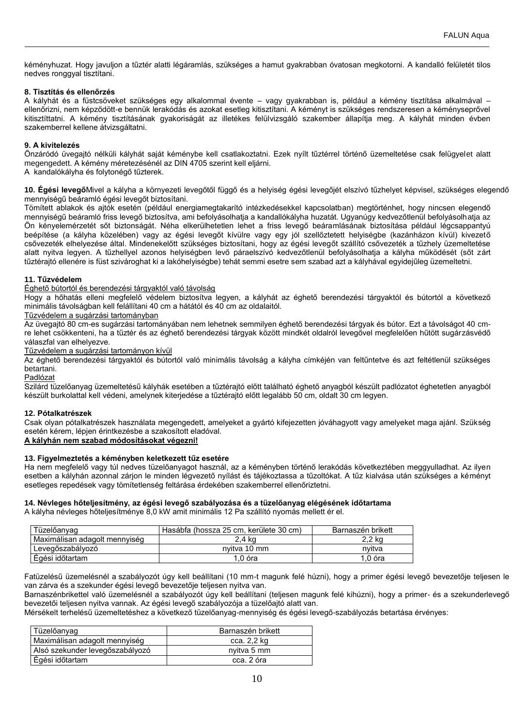kéményhuzat. Hogy javuljon a tűztér alatti légáramlás, szükséges a hamut gyakrabban óvatosan megkotorni. A kandalló felületét tilos nedves ronggyal tisztítani.

**8. Tisztítás és ellenőrzés**

A kályhát és a füstcsöveket szükséges egy alkalommal évente – vagy gyakrabban is, például a kémény tisztítása alkalmával – ellenőrizni, nem képződött-e bennük lerakódás és azokat esetleg kitisztítani. A kéményt is szükséges rendszeresen a kéményseprővel kitisztíttatni. A kémény tisztításának gyakoriságát az illetékes felülvizsgáló szakember állapítja meg. A kályhát minden évben szakemberrel kellene átvizsgáltatni.

**9. A kivitelezés**

Önzáródó üvegajtó nélküli kályhát saját kéménybe kell csatlakoztatni. Ezek nyílt tűztérrel történő üzemeltetése csak felügyelet alatt megengedett. A kémény méretezésénél az DIN 4705 szerint kell eljárni.
A kandalókályha és folytonégő tűzterek.

**10. Égési levegő**Mivel a kályha a környezeti levegőtől függő és a helyiség égési levegőjét elszívó tűzhelyet képvisel, szükséges elegendő mennyiségű beáramló égési levegőt biztosítani.
Tömített ablakok és ajtók esetén (például energiamegtakarító intézkedésekkel kapcsolatban) megtörténhet, hogy nincsen elegendő mennyiségű beáramló friss levegő biztosítva, ami befolyásolhatja a kandallókályha huzatát. Ugyanúgy kedvezőtlenül befolyásolhatja az Ön kényelemérzetét sőt biztonságát. Néha elkerülhetetlen lehet a friss levegő beáramlásának biztosítása például légcsappantyú beépítése (a kályha közelében) vagy az égési levegőt kívülre vagy egy jól szellőztetett helyiségbe (kazánházon kívül) kivezető csővezeték elhelyezése által. Mindenekelőtt szükséges biztosítani, hogy az égési levegőt szállító csővezeték a tűzhely üzemeltetése alatt nyitva legyen. A tűzhellyel azonos helyiségben levő páraelszívó kedvezőtlenül befolyásolhatja a kályha működését (sőt zárt tűztérajtó ellenére is füst szivároghat ki a lakóhelyiségbe) tehát semmi esetre sem szabad azt a kályhával egyidejűleg üzemeltetni.

**11. Tűzvédelem**

Éghető bútortól és berendezési tárgyaktól való távolság

Hogy a hőhatás elleni megfelelő védelem biztosítva legyen, a kályhát az éghető berendezési tárgyaktól és bútortól a következő minimális távolságban kell felállítani 40 cm a hátától és 40 cm az oldalaitól.

Tűzvédelem a sugárzási tartományban

Az üvegajtó 80 cm-es sugárzási tartományában nem lehetnek semmilyen éghető berendezési tárgyak és bútor. Ezt a távolságot 40 cm-re lehet csökkenteni, ha a tűztér és az éghető berendezési tárgyak között mindkét oldalról levegővel megfelelően hűtött sugárzásvédő válaszfal van elhelyezve.

Tűzvédelem a sugárzási tartományon kívül

Az éghető berendezési tárgyaktól és bútortól való minimális távolság a kályha címkéjén van feltüntetve és azt feltétlenül szükséges betartani.

Padlózat

Szilárd tüzelőanyag üzemeltetésű kályhák esetében a tűztérajtó előtt található éghető anyagból készült padlózatot éghetetlen anyagból készült burkolattal kell védeni, amelynek kiterjedése a tűztérajtó előtt legalább 50 cm, oldalt 30 cm legyen.

**12. Pótalkatrészek**

Csak olyan pótalkatrészek használata megengedett, amelyeket a gyártó kifejezetten jóváhagyott vagy amelyeket maga ajánl. Szükség esetén kérem, lépjen érintkezésbe a szakosított eladóval.

**A kályhán nem szabad módosításokat végezni!**

**13. Figyelmeztetés a kéményben keletkezett tűz esetére**

Ha nem megfelelő vagy túl nedves tüzelőanyagot használ, az a kéményben történő lerakódás következtében meggyulladhat. Az ilyen esetben a kályhán azonnal zárjon le minden légvezető nyílást és tájékoztassa a tűzoltókat. A tűz kialvása után szükséges a kéményt esetleges repedések vagy tömítetlenség feltárása érdekében szakemberrel ellenőriztetni.

**14. Névleges hőteljesítmény, az égési levegő szabályozása és a tüzelőanyag elégésének időtartama**

A kályha névleges hőteljesítménye 8,0 kW amit minimális 12 Pa szállító nyomás mellett ér el.

| Tüzelőanyag | Hasábfa (hossza 25 cm, kerülete 30 cm) | Barnaszén brikett |
|---|---|---|
| Maximálisan adagolt mennyiség | 2,4 kg | 2,2 kg |
| Levegőszabályozó | nyitva 10 mm | nyitva |
| Égési időtartam | 1,0 óra | 1,0 óra |

Fatüzelésű üzemelésnél a szabályozót úgy kell beállítani (10 mm-t magunk felé húzni), hogy a primer égési levegő bevezetője teljesen le van zárva és a szekunder égési levegő bevezetője teljesen nyitva van.
Barnaszénbrikettel való üzemelésnél a szabályozót úgy kell beállítani (teljesen magunk felé kihúzni), hogy a primer- és a szekunderlevegő bevezetői teljesen nyitva vannak. Az égési levegő szabályozója a tüzelőajtó alatt van.
Mérsékelt terhelésű üzemeltetéshez a következő tüzelőanyag-mennyiség és égési levegő-szabályozás betartása érvényes:

| Tüzelőanyag | Barnaszén brikett |
|---|---|
| Maximálisan adagolt mennyiség | cca. 2,2 kg |
| Alsó szekunder levegőszabályozó | nyitva 5 mm |
| Égési időtartam | cca. 2 óra |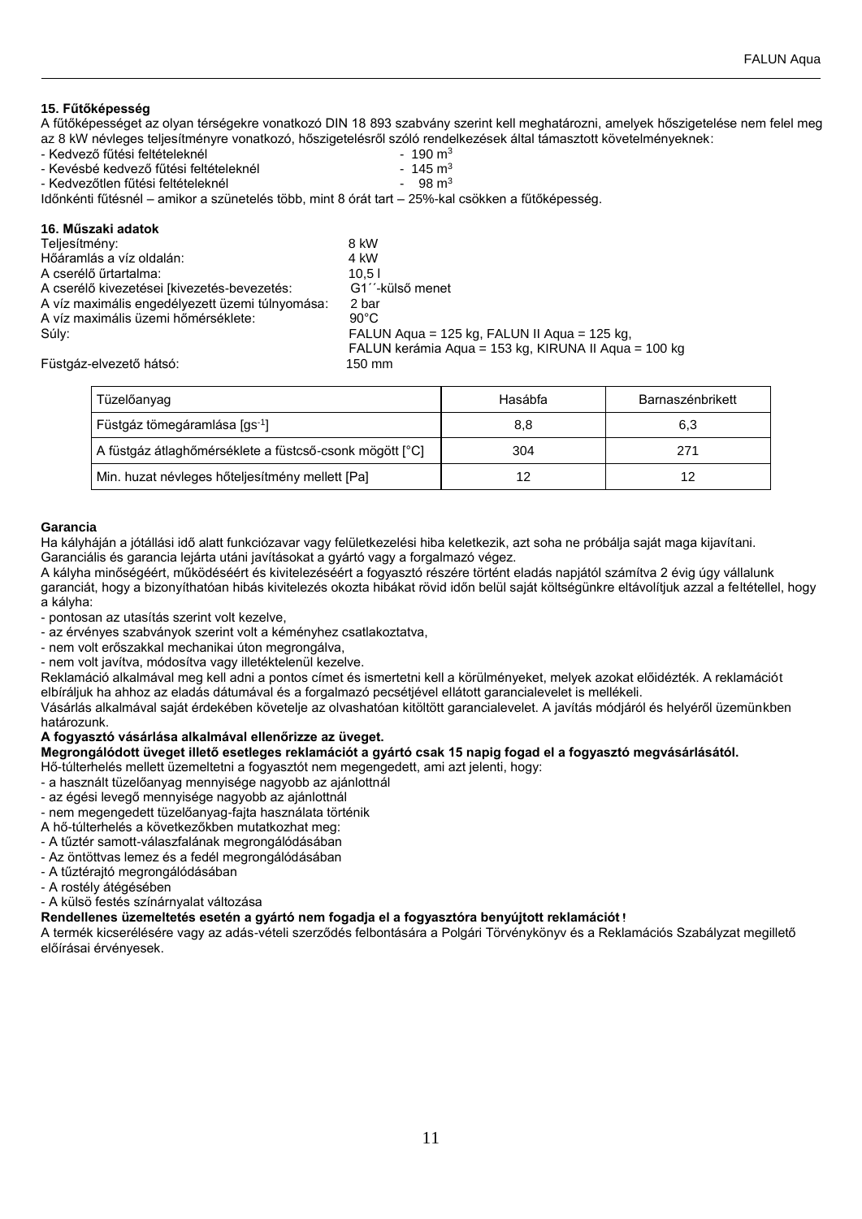### 15. Fűtőképesség

A fűtőképességet az olyan térségekre vonatkozó DIN 18 893 szabvány szerint kell meghatározni, amelyek hőszigetelése nem felel meg az 8 kW névleges teljesítményre vonatkozó, hőszigetelésről szóló rendelkezések által támasztott követelményeknek:

- Kedvező fűtési feltételeknél - 190 m$^3$
- Kevésbé kedvező fűtési feltételeknél - 145 m$^3$
- Kedvezőtlen fűtési feltételeknél - 98 m$^3$

Időnkénti fűtésnél – amikor a szünetelés több, mint 8 órát tart – 25%-kal csökken a fűtőképesség.

### 16. Műszaki adatok

| | |
|---|---|
| Teljesítmény: | 8 kW |
| Hőáramlás a víz oldalán: | 4 kW |
| A cserélő űrtartalma: | 10,5 l |
| A cserélő kivezetései [kivezetés-bevezetés: | G1´´-külső menet |
| A víz maximális engedélyezett üzemi túlnyomása: | 2 bar |
| A víz maximális üzemi hőmérséklete: | 90°C |
| Súly: | FALUN Aqua = 125 kg, FALUN II Aqua = 125 kg, FALUN kerámia Aqua = 153 kg, KIRUNA II Aqua = 100 kg |
| Füstgáz-elvezető hátsó: | 150 mm |

| Tüzelőanyag | Hasábfa | Barnaszénbrikett |
|---|---|---|
| Füstgáz tömegáramlása [gs$^{-1}$] | 8,8 | 6,3 |
| A füstgáz átlaghőmérséklete a füstcső-csonk mögött [°C] | 304 | 271 |
| Min. huzat névleges hőteljesítmény mellett [Pa] | 12 | 12 |

### Garancia

Ha kályháján a jótállási idő alatt funkciózavar vagy felületkezelési hiba keletkezik, azt soha ne próbálja saját maga kijavítani. Garanciális és garancia lejárta utáni javításokat a gyártó vagy a forgalmazó végez.

A kályha minőségéért, működéséért és kivitelezéséért a fogyasztó részére történt eladás napjától számítva 2 évig úgy vállalunk garanciát, hogy a bizonyíthatóan hibás kivitelezés okozta hibákat rövid időn belül saját költségünkre eltávolítjuk azzal a feltétellel, hogy a kályha:

- pontosan az utasítás szerint volt kezelve,
- az érvényes szabványok szerint volt a kéményhez csatlakoztatva,
- nem volt erőszakkal mechanikai úton megrongálva,
- nem volt javítva, módosítva vagy illetéktelenül kezelve.

Reklamáció alkalmával meg kell adni a pontos címet és ismertetni kell a körülményeket, melyek azokat előidézték. A reklamációt elbíráljuk ha ahhoz az eladás dátumával és a forgalmazó pecsétjével ellátott garancialevelet is mellékeli.

Vásárlás alkalmával saját érdekében követelje az olvashatóan kitöltött garancialevelet. A javítás módjáról és helyéről üzemünkben határozunk.

**A fogyasztó vásárlása alkalmával ellenőrizze az üveget.**

**Megrongálódott üveget illető esetleges reklamációt a gyártó csak 15 napig fogad el a fogyasztó megvásárlásától.**

Hő-túlterhelés mellett üzemeltetni a fogyasztót nem megengedett, ami azt jelenti, hogy:

- a használt tüzelőanyag mennyisége nagyobb az ajánlottnál
- az égési levegő mennyisége nagyobb az ajánlottnál
- nem megengedett tüzelőanyag-fajta használata történik

A hő-túlterhelés a következőkben mutatkozhat meg:

- A tűztér samott-válaszfalának megrongálódásában
- Az öntöttvas lemez és a fedél megrongálódásában
- A tűztérajtó megrongálódásában
- A rostély átégésében
- A külső festés színárnyalat változása

**Rendellenes üzemeltetés esetén a gyártó nem fogadja el a fogyasztóra benyújtott reklamációt!**

A termék kicserélésére vagy az adás-vételi szerződés felbontására a Polgári Törvénykönyv és a Reklamációs Szabályzat megillető előírásai érvényesek.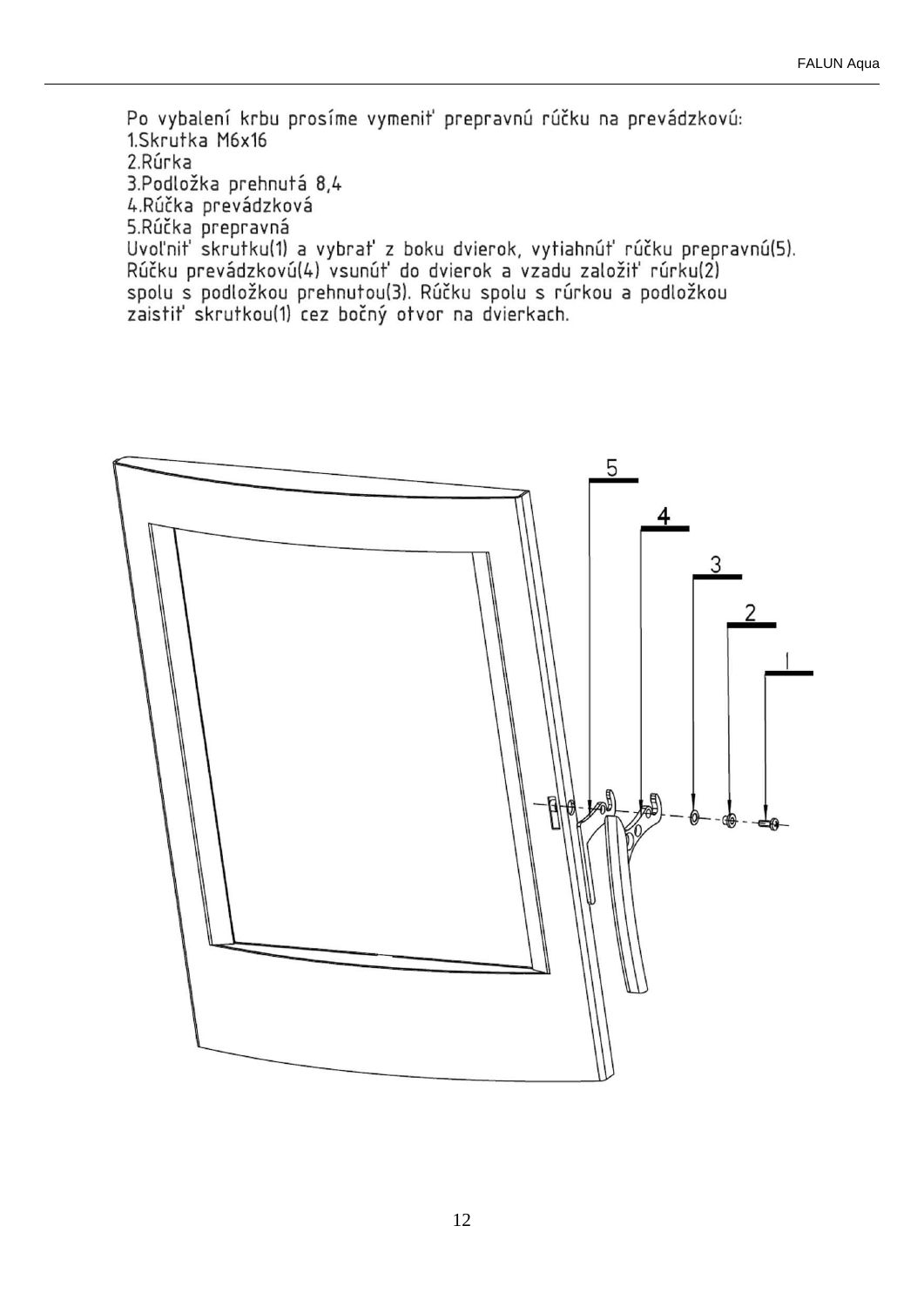Po vybalení krbu prosíme vymeniť prepravnú rúčku na prevádzkovú:

1.Skrutka M6x16
2.Rúrka
3.Podložka prehnutá 8,4
4.Rúčka prevádzková
5.Rúčka prepravná

Uvoľniť skrutku(1) a vybrať z boku dvierok, vytiahnúť rúčku prepravnú(5). Rúčku prevádzkovú(4) vsunúť do dvierok a vzadu založiť rúrku(2) spolu s podložkou prehnutou(3). Rúčku spolu s rúrkou a podložkou zaistiť skrutkou(1) cez bočný otvor na dvierkach.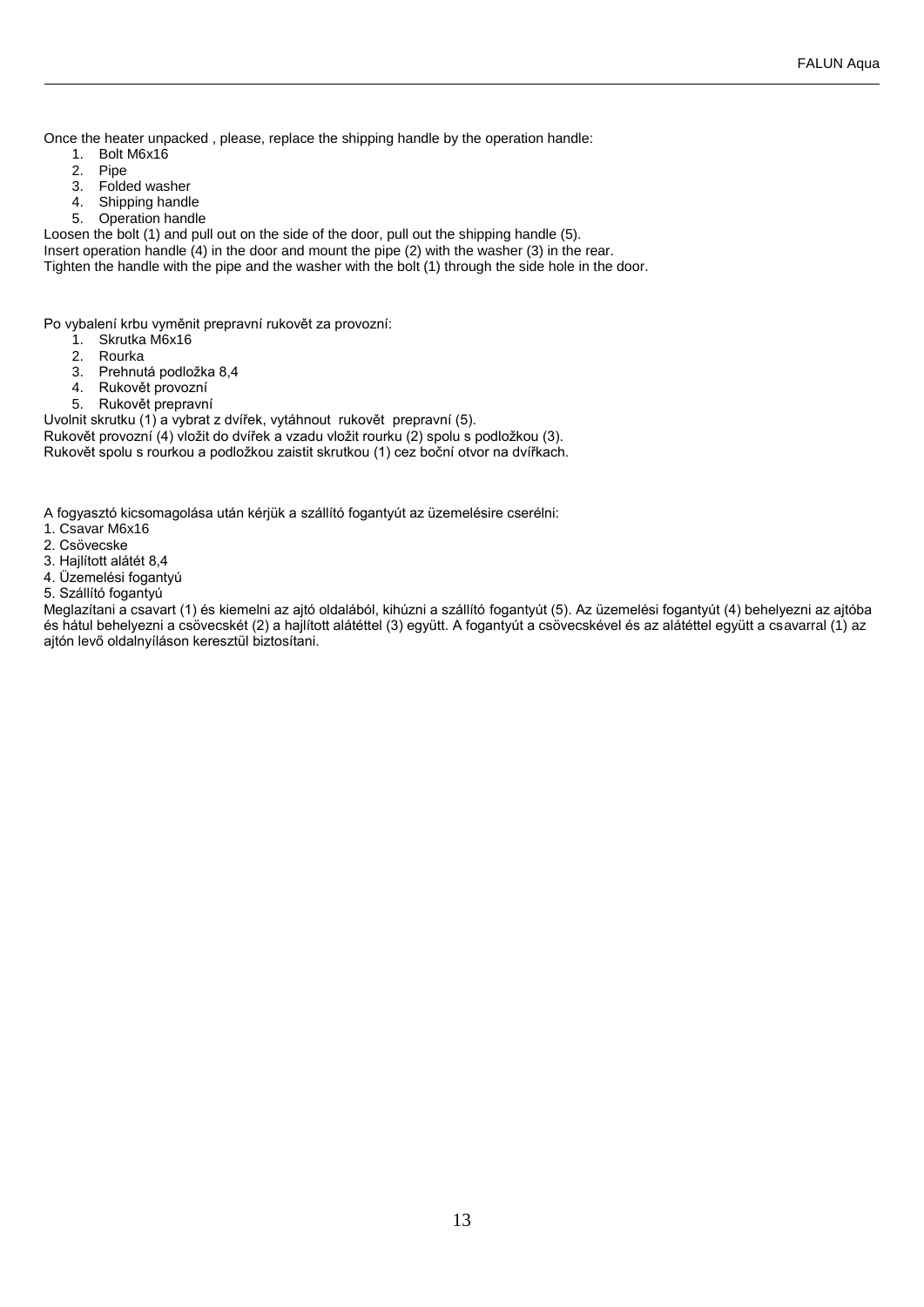Once the heater unpacked , please, replace the shipping handle by the operation handle:

1. Bolt M6x16
2. Pipe
3. Folded washer
4. Shipping handle
5. Operation handle

Loosen the bolt (1) and pull out on the side of the door, pull out the shipping handle (5).
Insert operation handle (4) in the door and mount the pipe (2) with the washer (3) in the rear.
Tighten the handle with the pipe and the washer with the bolt (1) through the side hole in the door.

Po vybalení krbu vyměnit prepravní rukovět za provozní:

1. Skrutka M6x16
2. Rourka
3. Prehnutá podložka 8,4
4. Rukovět provozní
5. Rukovět prepravní

Uvolnit skrutku (1) a vybrat z dvířek, vytáhnout rukovět prepravní (5).
Rukovět provozní (4) vložit do dvířek a vzadu vložit rourku (2) spolu s podložkou (3).
Rukovět spolu s rourkou a podložkou zaistit skrutkou (1) cez boční otvor na dvířkach.

A fogyasztó kicsomagolása után kérjük a szállító fogantyút az üzemelésire cserélni:
1. Csavar M6x16
2. Csövecske
3. Hajlított alátét 8,4
4. Üzemelési fogantyú
5. Szállító fogantyú

Meglazítani a csavart (1) és kiemelni az ajtó oldalából, kihúzni a szállító fogantyút (5). Az üzemelési fogantyút (4) behelyezni az ajtóba és hátul behelyezni a csövecskét (2) a hajlított alátéttel (3) együtt. A fogantyút a csövecskével és az alátéttel együtt a csavarral (1) az ajtón levő oldalnyíláson keresztül biztosítani.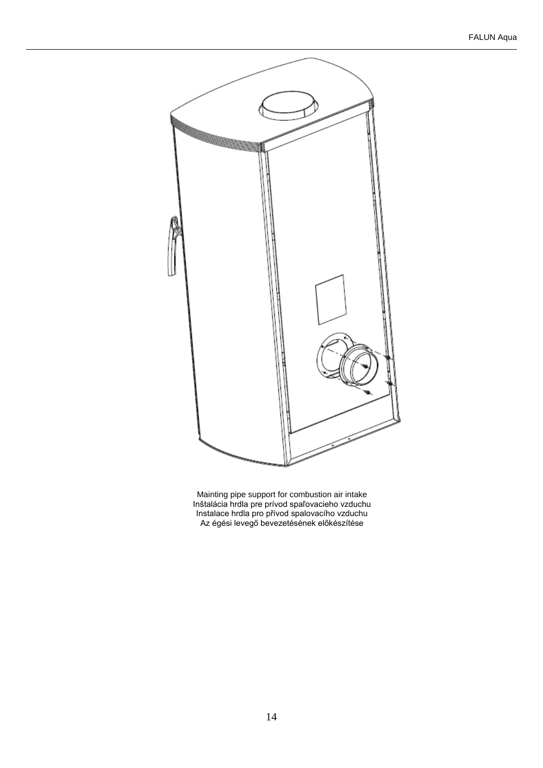Mainting pipe support for combustion air intake
Inštalácia hrdla pre prívod spaľovacieho vzduchu
Instalace hrdla pro přívod spalovacího vzduchu
Az égési levegő bevezetésének előkészítése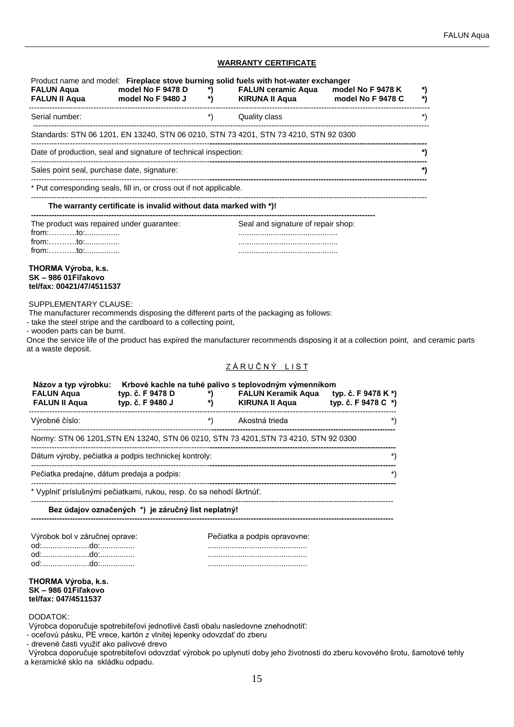## WARRANTY CERTIFICATE

Product name and model: **Fireplace stove burning solid fuels with hot-water exchanger**

| | | | | | |
|---|---|---|---|---|---|
| **FALUN Aqua** | **model No F 9478 D** | **\*)** | **FALUN ceramic Aqua** | **model No F 9478 K** | **\*)** |
| **FALUN II Aqua** | **model No F 9480 J** | **\*)** | **KIRUNA II Aqua** | **model No F 9478 C** | **\*)** |

Serial number: *) Quality class *)

Standards: STN 06 1201, EN 13240, STN 06 0210, STN 73 4201, STN 73 4210, STN 92 0300

Date of production, seal and signature of technical inspection: **\*)**

Sales point seal, purchase date, signature: **\*)**

\* Put corresponding seals, fill in, or cross out if not applicable.

**The warranty certificate is invalid without data marked with \*)!**

| The product was repaired under guarantee: | Seal and signature of repair shop: |
|---|---|
| from:……….to:................ | ............................................. |
| from:……….to:................ | ............................................. |
| from:……….to:................ | ............................................. |

**THORMA Výroba, k.s.**
**SK – 986 01Fiľakovo**
**tel/fax: 00421/47/4511537**

SUPPLEMENTARY CLAUSE:
The manufacturer recommends disposing the different parts of the packaging as follows:
- take the steel stripe and the cardboard to a collecting point,
- wooden parts can be burnt.

Once the service life of the product has expired the manufacturer recommends disposing it at a collection point, and ceramic parts at a waste deposit.

## Z Á R U Č N Ý L I S T

**Názov a typ výrobku: Krbové kachle na tuhé palivo s teplovodným výmenníkom**

| | | | | |
|---|---|---|---|---|
| **FALUN Aqua** | **typ. č. F 9478 D** | **\*)** | **FALUN Keramik Aqua** | **typ. č. F 9478 K \*)** |
| **FALUN II Aqua** | **typ. č. F 9480 J** | **\*)** | **KIRUNA II Aqua** | **typ. č. F 9478 C \*)** |

Výrobné číslo: *) Akostná trieda *)

Normy: STN 06 1201,STN EN 13240, STN 06 0210, STN 73 4201,STN 73 4210, STN 92 0300

Dátum výroby, pečiatka a podpis technickej kontroly: *)

Pečiatka predajne, dátum predaja a podpis: *)

\* Vyplniť príslušnými pečiatkami, rukou, resp. čo sa nehodí škrtnúť.

**Bez údajov označených \*) je záručný list neplatný!**

| Výrobok bol v záručnej oprave: | Pečiatka a podpis opravovne: |
|---|---|
| od:......................do:................ | ............................................. |
| od:......................do:................ | ............................................. |
| od:......................do:................ | ............................................. |

**THORMA Výroba, k.s.**
**SK – 986 01Fiľakovo**
**tel/fax: 047/4511537**

DODATOK:
Výrobca doporučuje spotrebiteľovi jednotlivé časti obalu nasledovne znehodnotiť:
- oceľovú pásku, PE vrece, kartón z vlnitej lepenky odovzdať do zberu
- drevené časti využiť ako palivové drevo

Výrobca doporučuje spotrebiteľovi odovzdať výrobok po uplynutí doby jeho životnosti do zberu kovového šrotu, šamotové tehly a keramické sklo na skládku odpadu.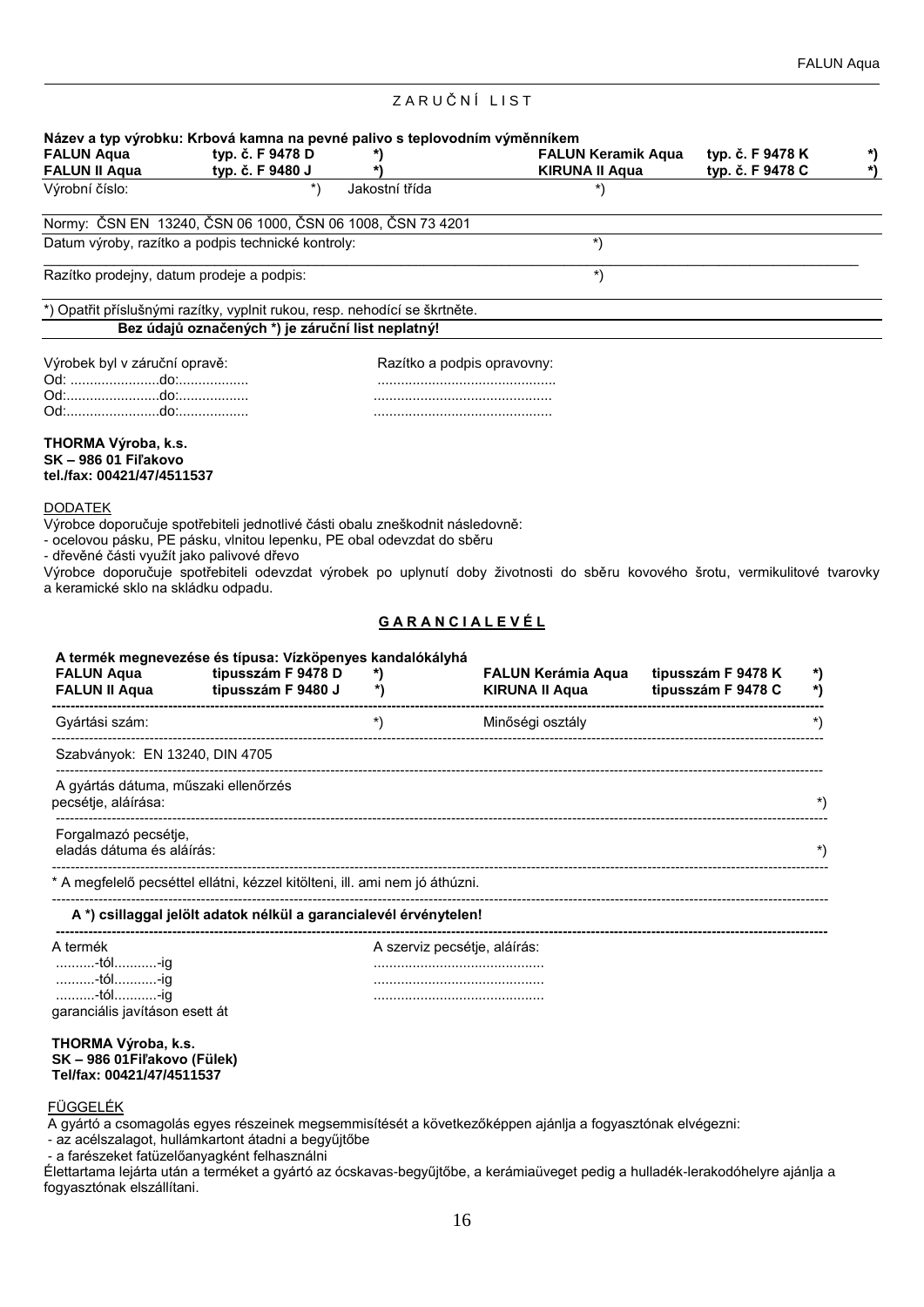## Z A R U Č N Í   L I S T

**Název a typ výrobku: Krbová kamna na pevné palivo s teplovodním výměníkem**

| | | | | | |
|---|---|---|---|---|---|
| **FALUN Aqua** | **typ. č. F 9478 D** | ***)** | **FALUN Keramik Aqua** | **typ. č. F 9478 K** | ***)** |
| **FALUN II Aqua** | **typ. č. F 9480 J** | ***)** | **KIRUNA II Aqua** | **typ. č. F 9478 C** | ***)** |

Výrobní číslo: *) Jakostní třída *)

Normy: ČSN EN 13240, ČSN 06 1000, ČSN 06 1008, ČSN 73 4201

Datum výroby, razítko a podpis technické kontroly: *)

Razítko prodejny, datum prodeje a podpis: *)

*) Opatřit příslušnými razítky, vyplnit rukou, resp. nehodící se škrtněte.

**Bez údajů označených *) je záruční list neplatný!**

Výrobek byl v záruční opravě: Razítko a podpis opravovny:

Od: .......................do:.................. .............................................

Od:........................do:.................. .............................................

Od:........................do:.................. .............................................

**THORMA Výroba, k.s.**
**SK – 986 01 Fiľakovo**
**tel./fax: 00421/47/4511537**

DODATEK

Výrobce doporučuje spotřebiteli jednotlivé části obalu zneškodnit následovně:

- ocelovou pásku, PE pásku, vlnitou lepenku, PE obal odevzdat do sběru
- dřevěné části využít jako palivové dřevo

Výrobce doporučuje spotřebiteli odevzdat výrobek po uplynutí doby životnosti do sběru kovového šrotu, vermikulitové tvarovky a keramické sklo na skládku odpadu.

## G A R A N C I A L E V É L

**A termék megnevezése és típusa: Vízköpenyes kandalókályhá**

| | | | | | |
|---|---|---|---|---|---|
| **FALUN Aqua** | **tipusszám F 9478 D** | ***)** | **FALUN Kerámia Aqua** | **tipusszám F 9478 K** | ***)** |
| **FALUN II Aqua** | **tipusszám F 9480 J** | ***)** | **KIRUNA II Aqua** | **tipusszám F 9478 C** | ***)** |

Gyártási szám: *) Minőségi osztály *)

Szabványok: EN 13240, DIN 4705

A gyártás dátuma, műszaki ellenőrzés pecsétje, aláírása: *)

Forgalmazó pecsétje, eladás dátuma és aláírás: *)

* A megfelelő pecséttel ellátni, kézzel kitölteni, ill. ami nem jó áthúzni.

**A *) csillaggal jelölt adatok nélkül a garancialevél érvénytelen!**

A termék A szerviz pecsétje, aláírás:

..........-tól...........-ig ...........................................

..........-tól...........-ig ...........................................

..........-tól...........-ig ...........................................

garanciális javításon esett át

**THORMA Výroba, k.s.**
**SK – 986 01Fiľakovo (Fülek)**
**Tel/fax: 00421/47/4511537**

FÜGGELÉK

A gyártó a csomagolás egyes részeinek megsemmisítését a következőképpen ajánlja a fogyasztónak elvégezni:

- az acélszalagot, hullámkartont átadni a begyűjtőbe
- a farészeket fatüzelőanyagként felhasználni

Élettartama lejárta után a terméket a gyártó az ócskavas-begyűjtőbe, a kerámiaüveget pedig a hulladék-lerakodóhelyre ajánlja a fogyasztónak elszállítani.